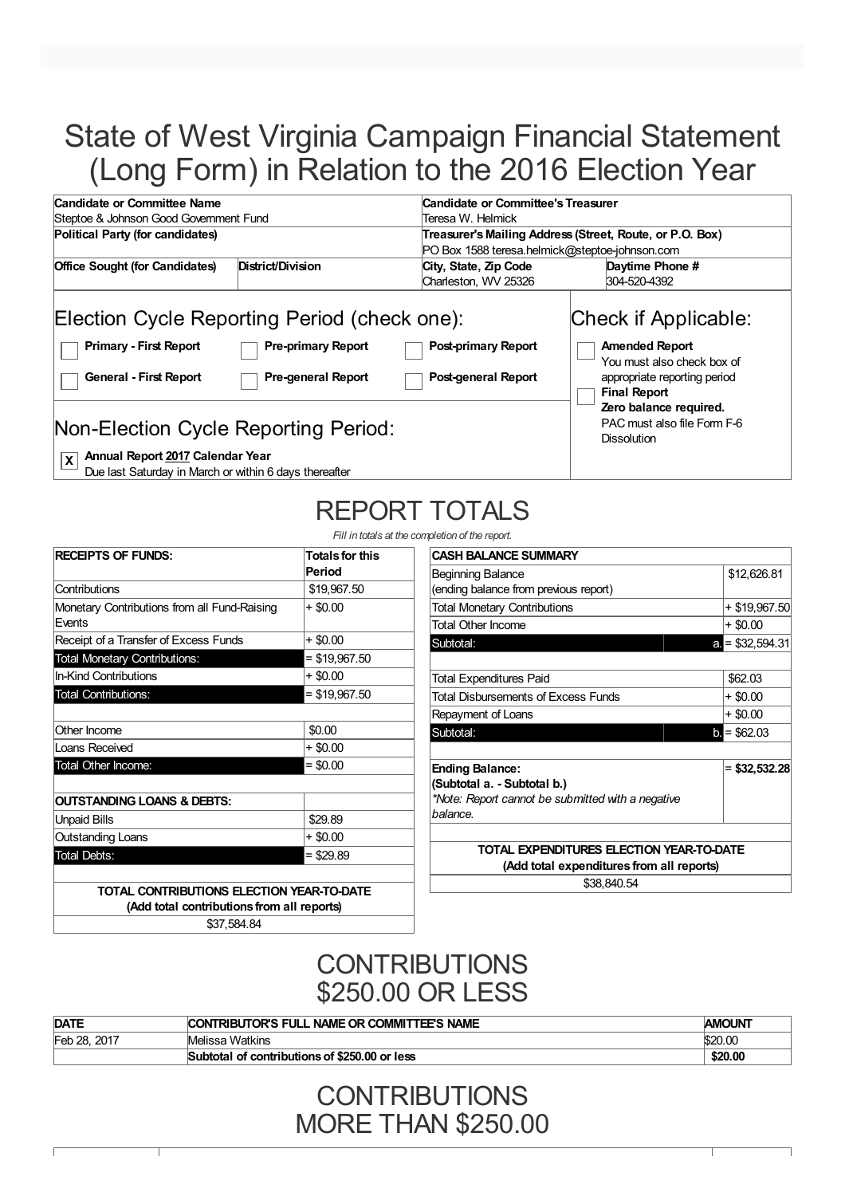# State of West Virginia Campaign Financial Statement (Long Form) in Relation to the 2016 Election Year

| **Candidate or Committee Name** | | **Candidate or Committee's Treasurer** | |
|---|---|---|---|
| Steptoe & Johnson Good Government Fund | | Teresa W. Helmick | |
| **Political Party (for candidates)** | | **Treasurer's Mailing Address (Street, Route, or P.O. Box)** | |
| | | PO Box 1588 teresa.helmick@steptoe-johnson.com | |
| **Office Sought (for Candidates)** | **District/Division** | **City, State, Zip Code** | **Daytime Phone #** |
| | | Charleston, WV 25326 | 304-520-4392 |

## Election Cycle Reporting Period (check one):

- [ ] **Primary - First Report**
- [ ] **Pre-primary Report**
- [ ] **Post-primary Report**
- [ ] **General - First Report**
- [ ] **Pre-general Report**
- [ ] **Post-general Report**

## Non-Election Cycle Reporting Period:

- [X] **Annual Report 2017 Calendar Year**
  Due last Saturday in March or within 6 days thereafter

## Check if Applicable:

- [ ] **Amended Report**
  You must also check box of appropriate reporting period
- [ ] **Final Report**
  **Zero balance required.**
  PAC must also file Form F-6 Dissolution

# REPORT TOTALS

*Fill in totals at the completion of the report.*

| **RECEIPTS OF FUNDS:** | **Totals for this Period** |
|---|---|
| Contributions | $19,967.50 |
| Monetary Contributions from all Fund-Raising Events | + $0.00 |
| Receipt of a Transfer of Excess Funds | + $0.00 |
| Total Monetary Contributions: | = $19,967.50 |
| In-Kind Contributions | + $0.00 |
| Total Contributions: | = $19,967.50 |
| | |
| Other Income | $0.00 |
| Loans Received | + $0.00 |
| Total Other Income: | = $0.00 |
| | |
| **OUTSTANDING LOANS & DEBTS:** | |
| Unpaid Bills | $29.89 |
| Outstanding Loans | + $0.00 |
| Total Debts: | = $29.89 |
| | |
| **TOTAL CONTRIBUTIONS ELECTION YEAR-TO-DATE (Add total contributions from all reports)** | |
| $37,584.84 | |

| **CASH BALANCE SUMMARY** | | |
|---|---|---|
| Beginning Balance (ending balance from previous report) | | $12,626.81 |
| Total Monetary Contributions | | + $19,967.50 |
| Total Other Income | | + $0.00 |
| Subtotal: | a. | = $32,594.31 |
| | | |
| Total Expenditures Paid | | $62.03 |
| Total Disbursements of Excess Funds | | + $0.00 |
| Repayment of Loans | | + $0.00 |
| Subtotal: | b. | = $62.03 |
| | | |
| **Ending Balance: (Subtotal a. - Subtotal b.)** *Note: Report cannot be submitted with a negative balance.* | | **= $32,532.28** |
| | | |
| **TOTAL EXPENDITURES ELECTION YEAR-TO-DATE (Add total expenditures from all reports)** | | |
| $38,840.54 | | |

# CONTRIBUTIONS $250.00 OR LESS

| **DATE** | **CONTRIBUTOR'S FULL NAME OR COMMITTEE'S NAME** | **AMOUNT** |
|---|---|---|
| Feb 28, 2017 | Melissa Watkins | $20.00 |
| | **Subtotal of contributions of $250.00 or less** | **$20.00** |

# CONTRIBUTIONS MORE THAN $250.00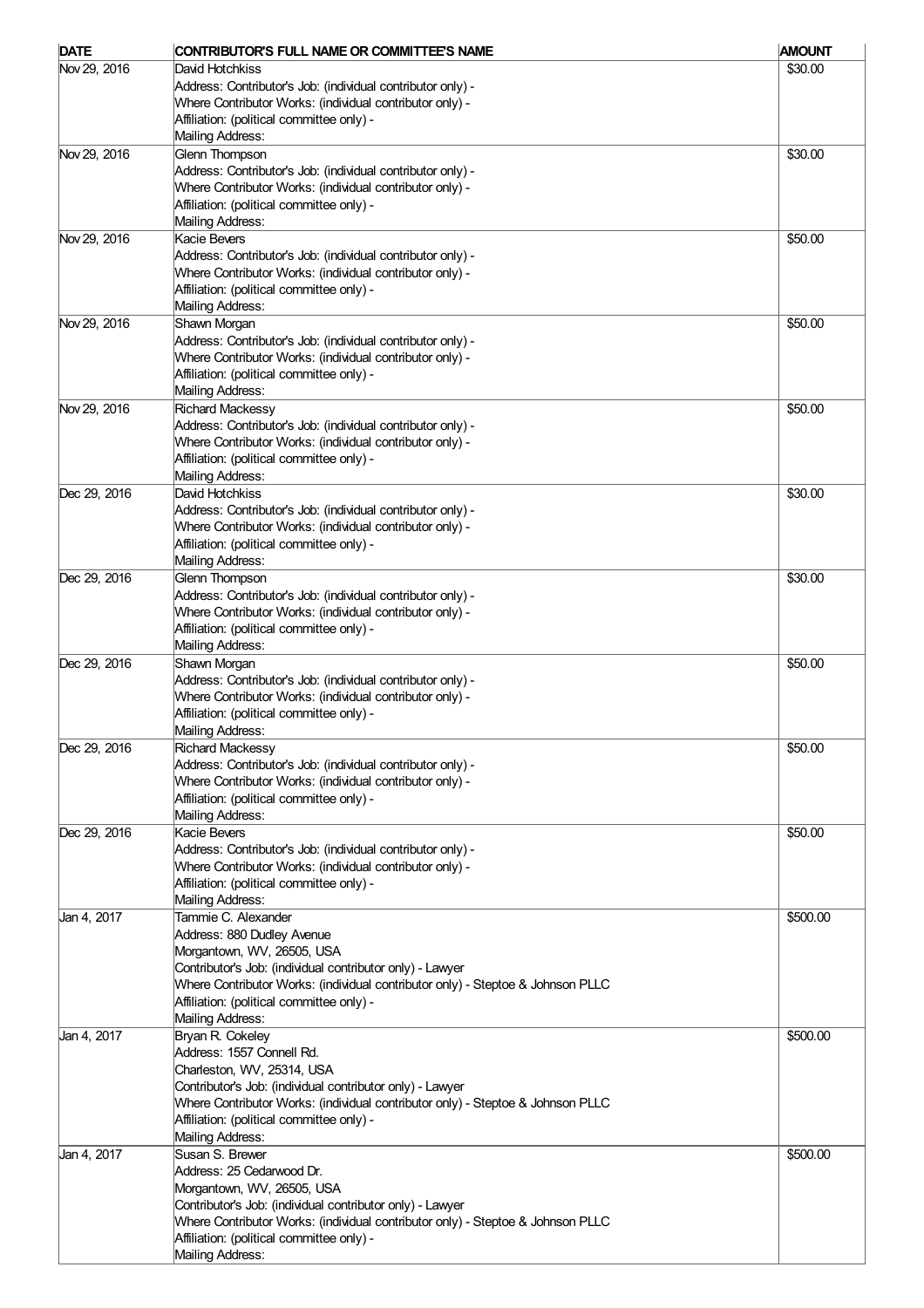| DATE | CONTRIBUTOR'S FULL NAME OR COMMITTEE'S NAME | AMOUNT |
| --- | --- | --- |
| Nov 29, 2016 | David Hotchkiss<br>Address: Contributor's Job: (individual contributor only) -<br>Where Contributor Works: (individual contributor only) -<br>Affiliation: (political committee only) -<br>Mailing Address: | $30.00 |
| Nov 29, 2016 | Glenn Thompson<br>Address: Contributor's Job: (individual contributor only) -<br>Where Contributor Works: (individual contributor only) -<br>Affiliation: (political committee only) -<br>Mailing Address: | $30.00 |
| Nov 29, 2016 | Kacie Bevers<br>Address: Contributor's Job: (individual contributor only) -<br>Where Contributor Works: (individual contributor only) -<br>Affiliation: (political committee only) -<br>Mailing Address: | $50.00 |
| Nov 29, 2016 | Shawn Morgan<br>Address: Contributor's Job: (individual contributor only) -<br>Where Contributor Works: (individual contributor only) -<br>Affiliation: (political committee only) -<br>Mailing Address: | $50.00 |
| Nov 29, 2016 | Richard Mackessy<br>Address: Contributor's Job: (individual contributor only) -<br>Where Contributor Works: (individual contributor only) -<br>Affiliation: (political committee only) -<br>Mailing Address: | $50.00 |
| Dec 29, 2016 | David Hotchkiss<br>Address: Contributor's Job: (individual contributor only) -<br>Where Contributor Works: (individual contributor only) -<br>Affiliation: (political committee only) -<br>Mailing Address: | $30.00 |
| Dec 29, 2016 | Glenn Thompson<br>Address: Contributor's Job: (individual contributor only) -<br>Where Contributor Works: (individual contributor only) -<br>Affiliation: (political committee only) -<br>Mailing Address: | $30.00 |
| Dec 29, 2016 | Shawn Morgan<br>Address: Contributor's Job: (individual contributor only) -<br>Where Contributor Works: (individual contributor only) -<br>Affiliation: (political committee only) -<br>Mailing Address: | $50.00 |
| Dec 29, 2016 | Richard Mackessy<br>Address: Contributor's Job: (individual contributor only) -<br>Where Contributor Works: (individual contributor only) -<br>Affiliation: (political committee only) -<br>Mailing Address: | $50.00 |
| Dec 29, 2016 | Kacie Bevers<br>Address: Contributor's Job: (individual contributor only) -<br>Where Contributor Works: (individual contributor only) -<br>Affiliation: (political committee only) -<br>Mailing Address: | $50.00 |
| Jan 4, 2017 | Tammie C. Alexander<br>Address: 880 Dudley Avenue<br>Morgantown, WV, 26505, USA<br>Contributor's Job: (individual contributor only) - Lawyer<br>Where Contributor Works: (individual contributor only) - Steptoe & Johnson PLLC<br>Affiliation: (political committee only) -<br>Mailing Address: | $500.00 |
| Jan 4, 2017 | Bryan R. Cokeley<br>Address: 1557 Connell Rd.<br>Charleston, WV, 25314, USA<br>Contributor's Job: (individual contributor only) - Lawyer<br>Where Contributor Works: (individual contributor only) - Steptoe & Johnson PLLC<br>Affiliation: (political committee only) -<br>Mailing Address: | $500.00 |
| Jan 4, 2017 | Susan S. Brewer<br>Address: 25 Cedarwood Dr.<br>Morgantown, WV, 26505, USA<br>Contributor's Job: (individual contributor only) - Lawyer<br>Where Contributor Works: (individual contributor only) - Steptoe & Johnson PLLC<br>Affiliation: (political committee only) -<br>Mailing Address: | $500.00 |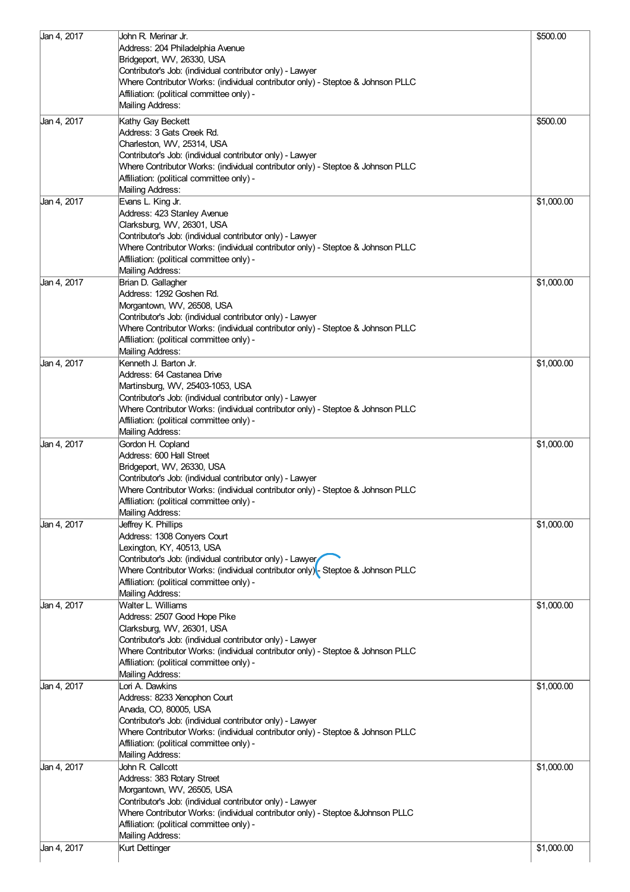| | | |
|---|---|---|
| Jan 4, 2017 | John R. Merinar Jr.<br>Address: 204 Philadelphia Avenue<br>Bridgeport, WV, 26330, USA<br>Contributor's Job: (individual contributor only) - Lawyer<br>Where Contributor Works: (individual contributor only) - Steptoe & Johnson PLLC<br>Affiliation: (political committee only) -<br>Mailing Address: | $500.00 |
| Jan 4, 2017 | Kathy Gay Beckett<br>Address: 3 Gats Creek Rd.<br>Charleston, WV, 25314, USA<br>Contributor's Job: (individual contributor only) - Lawyer<br>Where Contributor Works: (individual contributor only) - Steptoe & Johnson PLLC<br>Affiliation: (political committee only) -<br>Mailing Address: | $500.00 |
| Jan 4, 2017 | Evans L. King Jr.<br>Address: 423 Stanley Avenue<br>Clarksburg, WV, 26301, USA<br>Contributor's Job: (individual contributor only) - Lawyer<br>Where Contributor Works: (individual contributor only) - Steptoe & Johnson PLLC<br>Affiliation: (political committee only) -<br>Mailing Address: | $1,000.00 |
| Jan 4, 2017 | Brian D. Gallagher<br>Address: 1292 Goshen Rd.<br>Morgantown, WV, 26508, USA<br>Contributor's Job: (individual contributor only) - Lawyer<br>Where Contributor Works: (individual contributor only) - Steptoe & Johnson PLLC<br>Affiliation: (political committee only) -<br>Mailing Address: | $1,000.00 |
| Jan 4, 2017 | Kenneth J. Barton Jr.<br>Address: 64 Castanea Drive<br>Martinsburg, WV, 25403-1053, USA<br>Contributor's Job: (individual contributor only) - Lawyer<br>Where Contributor Works: (individual contributor only) - Steptoe & Johnson PLLC<br>Affiliation: (political committee only) -<br>Mailing Address: | $1,000.00 |
| Jan 4, 2017 | Gordon H. Copland<br>Address: 600 Hall Street<br>Bridgeport, WV, 26330, USA<br>Contributor's Job: (individual contributor only) - Lawyer<br>Where Contributor Works: (individual contributor only) - Steptoe & Johnson PLLC<br>Affiliation: (political committee only) -<br>Mailing Address: | $1,000.00 |
| Jan 4, 2017 | Jeffrey K. Phillips<br>Address: 1308 Conyers Court<br>Lexington, KY, 40513, USA<br>Contributor's Job: (individual contributor only) - Lawyer<br>Where Contributor Works: (individual contributor only) - Steptoe & Johnson PLLC<br>Affiliation: (political committee only) -<br>Mailing Address: | $1,000.00 |
| Jan 4, 2017 | Walter L. Williams<br>Address: 2507 Good Hope Pike<br>Clarksburg, WV, 26301, USA<br>Contributor's Job: (individual contributor only) - Lawyer<br>Where Contributor Works: (individual contributor only) - Steptoe & Johnson PLLC<br>Affiliation: (political committee only) -<br>Mailing Address: | $1,000.00 |
| Jan 4, 2017 | Lori A. Dawkins<br>Address: 8233 Xenophon Court<br>Arvada, CO, 80005, USA<br>Contributor's Job: (individual contributor only) - Lawyer<br>Where Contributor Works: (individual contributor only) - Steptoe & Johnson PLLC<br>Affiliation: (political committee only) -<br>Mailing Address: | $1,000.00 |
| Jan 4, 2017 | John R. Callcott<br>Address: 383 Rotary Street<br>Morgantown, WV, 26505, USA<br>Contributor's Job: (individual contributor only) - Lawyer<br>Where Contributor Works: (individual contributor only) - Steptoe &Johnson PLLC<br>Affiliation: (political committee only) -<br>Mailing Address: | $1,000.00 |
| Jan 4, 2017 | Kurt Dettinger | $1,000.00 |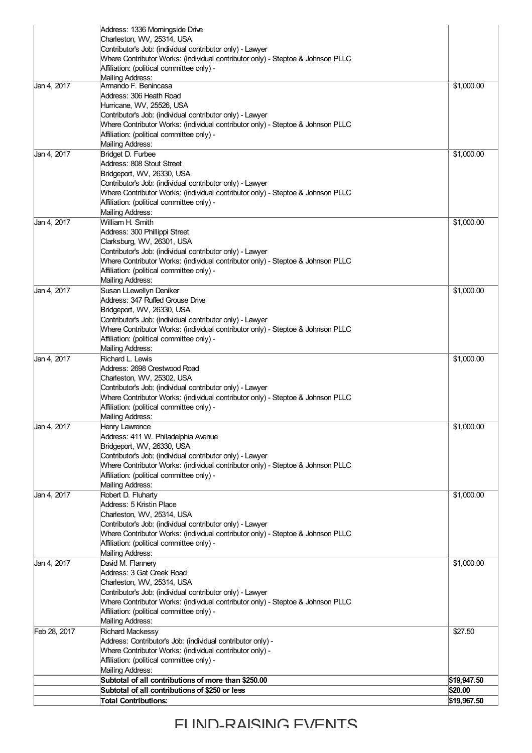| | | |
|---|---|---|
| | Address: 1336 Morningside Drive<br>Charleston, WV, 25314, USA<br>Contributor's Job: (individual contributor only) - Lawyer<br>Where Contributor Works: (individual contributor only) - Steptoe & Johnson PLLC<br>Affiliation: (political committee only) -<br>Mailing Address: | |
| Jan 4, 2017 | Armando F. Benincasa<br>Address: 306 Heath Road<br>Hurricane, WV, 25526, USA<br>Contributor's Job: (individual contributor only) - Lawyer<br>Where Contributor Works: (individual contributor only) - Steptoe & Johnson PLLC<br>Affiliation: (political committee only) -<br>Mailing Address: | $1,000.00 |
| Jan 4, 2017 | Bridget D. Furbee<br>Address: 808 Stout Street<br>Bridgeport, WV, 26330, USA<br>Contributor's Job: (individual contributor only) - Lawyer<br>Where Contributor Works: (individual contributor only) - Steptoe & Johnson PLLC<br>Affiliation: (political committee only) -<br>Mailing Address: | $1,000.00 |
| Jan 4, 2017 | William H. Smith<br>Address: 300 Phillippi Street<br>Clarksburg, WV, 26301, USA<br>Contributor's Job: (individual contributor only) - Lawyer<br>Where Contributor Works: (individual contributor only) - Steptoe & Johnson PLLC<br>Affiliation: (political committee only) -<br>Mailing Address: | $1,000.00 |
| Jan 4, 2017 | Susan LLewellyn Deniker<br>Address: 347 Ruffed Grouse Drive<br>Bridgeport, WV, 26330, USA<br>Contributor's Job: (individual contributor only) - Lawyer<br>Where Contributor Works: (individual contributor only) - Steptoe & Johnson PLLC<br>Affiliation: (political committee only) -<br>Mailing Address: | $1,000.00 |
| Jan 4, 2017 | Richard L. Lewis<br>Address: 2698 Crestwood Road<br>Charleston, WV, 25302, USA<br>Contributor's Job: (individual contributor only) - Lawyer<br>Where Contributor Works: (individual contributor only) - Steptoe & Johnson PLLC<br>Affiliation: (political committee only) -<br>Mailing Address: | $1,000.00 |
| Jan 4, 2017 | Henry Lawrence<br>Address: 411 W. Philadelphia Avenue<br>Bridgeport, WV, 26330, USA<br>Contributor's Job: (individual contributor only) - Lawyer<br>Where Contributor Works: (individual contributor only) - Steptoe & Johnson PLLC<br>Affiliation: (political committee only) -<br>Mailing Address: | $1,000.00 |
| Jan 4, 2017 | Robert D. Fluharty<br>Address: 5 Kristin Place<br>Charleston, WV, 25314, USA<br>Contributor's Job: (individual contributor only) - Lawyer<br>Where Contributor Works: (individual contributor only) - Steptoe & Johnson PLLC<br>Affiliation: (political committee only) -<br>Mailing Address: | $1,000.00 |
| Jan 4, 2017 | David M. Flannery<br>Address: 3 Gat Creek Road<br>Charleston, WV, 25314, USA<br>Contributor's Job: (individual contributor only) - Lawyer<br>Where Contributor Works: (individual contributor only) - Steptoe & Johnson PLLC<br>Affiliation: (political committee only) -<br>Mailing Address: | $1,000.00 |
| Feb 28, 2017 | Richard Mackessy<br>Address: Contributor's Job: (individual contributor only) -<br>Where Contributor Works: (individual contributor only) -<br>Affiliation: (political committee only) -<br>Mailing Address: | $27.50 |
| | **Subtotal of all contributions of more than $250.00** | **$19,947.50** |
| | **Subtotal of all contributions of $250 or less** | **$20.00** |
| | **Total Contributions:** | **$19,967.50** |

# FUND-RAISING EVENTS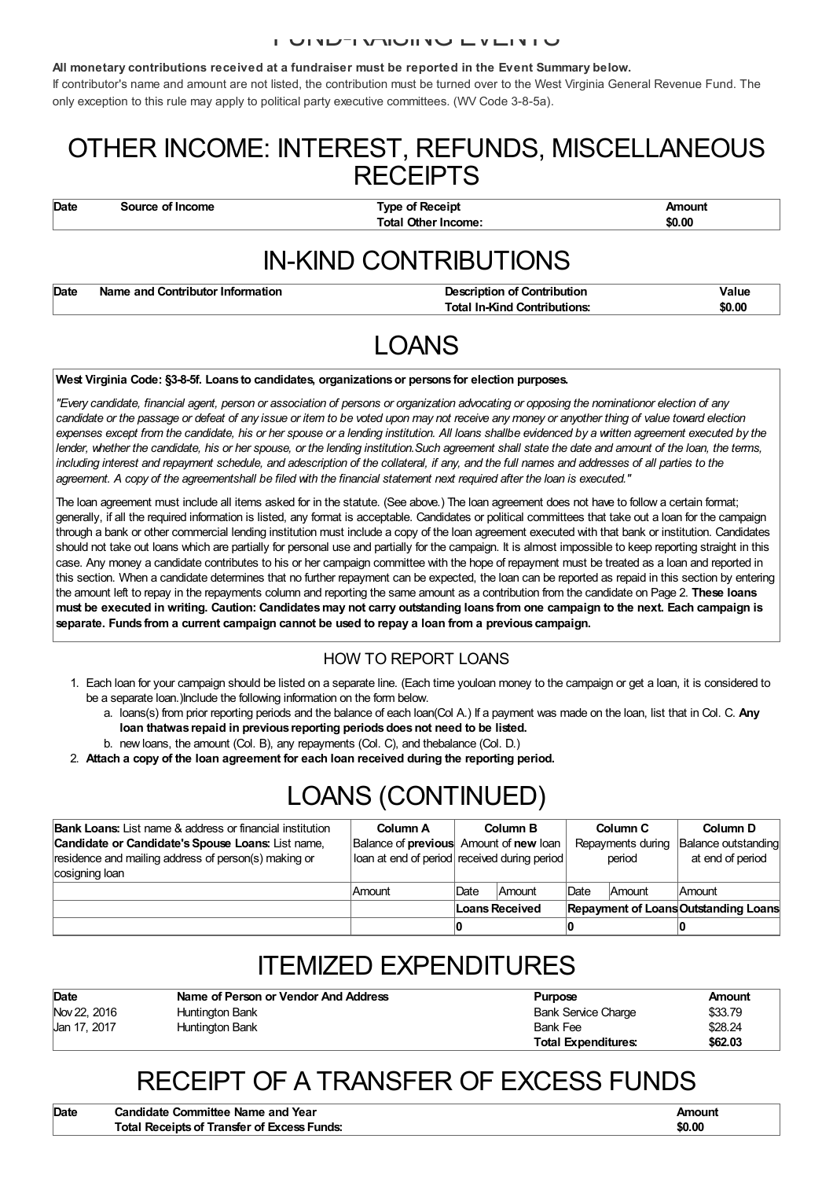## FUND-RAISING EVENTS

**All monetary contributions received at a fundraiser must be reported in the Event Summary below.**
If contributor's name and amount are not listed, the contribution must be turned over to the West Virginia General Revenue Fund. The only exception to this rule may apply to political party executive committees. (WV Code 3-8-5a).

# OTHER INCOME: INTEREST, REFUNDS, MISCELLANEOUS RECEIPTS

| Date | Source of Income | Type of Receipt | Amount |
|---|---|---|---|
| | | **Total Other Income:** | **$0.00** |

# IN-KIND CONTRIBUTIONS

| Date | Name and Contributor Information | Description of Contribution | Value |
|---|---|---|---|
| | | **Total In-Kind Contributions:** | **$0.00** |

# LOANS

**West Virginia Code: §3-8-5f. Loans to candidates, organizations or persons for election purposes.**

*"Every candidate, financial agent, person or association of persons or organization advocating or opposing the nominationor election of any candidate or the passage or defeat of any issue or item to be voted upon may not receive any money or anyother thing of value toward election expenses except from the candidate, his or her spouse or a lending institution. All loans shallbe evidenced by a written agreement executed by the lender, whether the candidate, his or her spouse, or the lending institution.Such agreement shall state the date and amount of the loan, the terms, including interest and repayment schedule, and adescription of the collateral, if any, and the full names and addresses of all parties to the agreement. A copy of the agreementshall be filed with the financial statement next required after the loan is executed."*

The loan agreement must include all items asked for in the statute. (See above.) The loan agreement does not have to follow a certain format; generally, if all the required information is listed, any format is acceptable. Candidates or political committees that take out a loan for the campaign through a bank or other commercial lending institution must include a copy of the loan agreement executed with that bank or institution. Candidates should not take out loans which are partially for personal use and partially for the campaign. It is almost impossible to keep reporting straight in this case. Any money a candidate contributes to his or her campaign committee with the hope of repayment must be treated as a loan and reported in this section. When a candidate determines that no further repayment can be expected, the loan can be reported as repaid in this section by entering the amount left to repay in the repayments column and reporting the same amount as a contribution from the candidate on Page 2. **These loans must be executed in writing. Caution: Candidates may not carry outstanding loans from one campaign to the next. Each campaign is separate. Funds from a current campaign cannot be used to repay a loan from a previous campaign.**

### HOW TO REPORT LOANS

1. Each loan for your campaign should be listed on a separate line. (Each time youloan money to the campaign or get a loan, it is considered to be a separate loan.)Include the following information on the form below.
   a. loans(s) from prior reporting periods and the balance of each loan(Col A.) If a payment was made on the loan, list that in Col. C. **Any loan thatwas repaid in previous reporting periods does not need to be listed.**
   b. new loans, the amount (Col. B), any repayments (Col. C), and thebalance (Col. D.)
2. **Attach a copy of the loan agreement for each loan received during the reporting period.**

# LOANS (CONTINUED)

| **Bank Loans:** List name & address or financial institution **Candidate or Candidate's Spouse Loans:** List name, residence and mailing address of person(s) making or cosigning loan | **Column A** Balance of **previous** loan at end of period | **Column B** Amount of **new** loan received during period | | **Column C** Repayments during period | | **Column D** Balance outstanding at end of period |
|---|---|---|---|---|---|---|
| | Amount | Date | Amount | Date | Amount | Amount |
| | | **Loans Received** | | **Repayment of Loans** | | **Outstanding Loans** |
| | | **0** | | **0** | | **0** |

# ITEMIZED EXPENDITURES

| Date | Name of Person or Vendor And Address | Purpose | Amount |
|---|---|---|---|
| Nov 22, 2016 | Huntington Bank | Bank Service Charge | $33.79 |
| Jan 17, 2017 | Huntington Bank | Bank Fee | $28.24 |
| | | **Total Expenditures:** | **$62.03** |

# RECEIPT OF A TRANSFER OF EXCESS FUNDS

| Date | Candidate Committee Name and Year | Amount |
|---|---|---|
| | **Total Receipts of Transfer of Excess Funds:** | **$0.00** |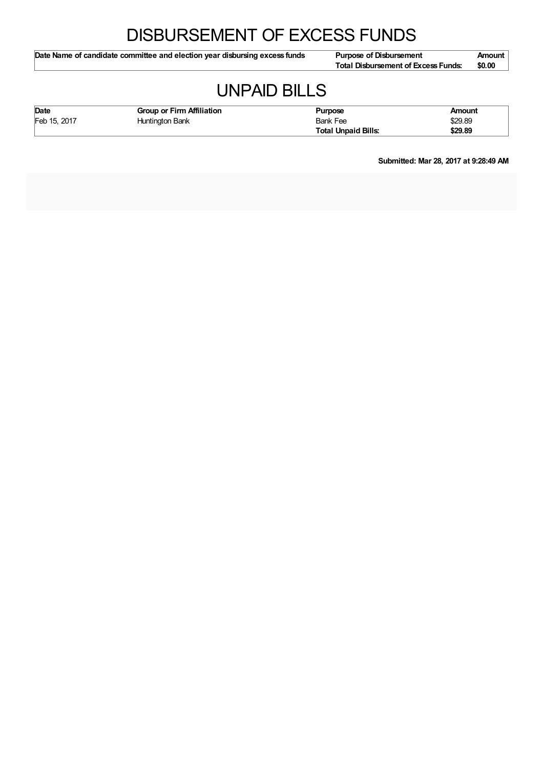# DISBURSEMENT OF EXCESS FUNDS

| Date | Name of candidate committee and election year disbursing excess funds | Purpose of Disbursement | Amount |
|---|---|---|---|
| | | **Total Disbursement of Excess Funds:** | **$0.00** |

# UNPAID BILLS

| Date | Group or Firm Affiliation | Purpose | Amount |
|---|---|---|---|
| Feb 15, 2017 | Huntington Bank | Bank Fee | $29.89 |
| | | **Total Unpaid Bills:** | **$29.89** |

**Submitted: Mar 28, 2017 at 9:28:49 AM**